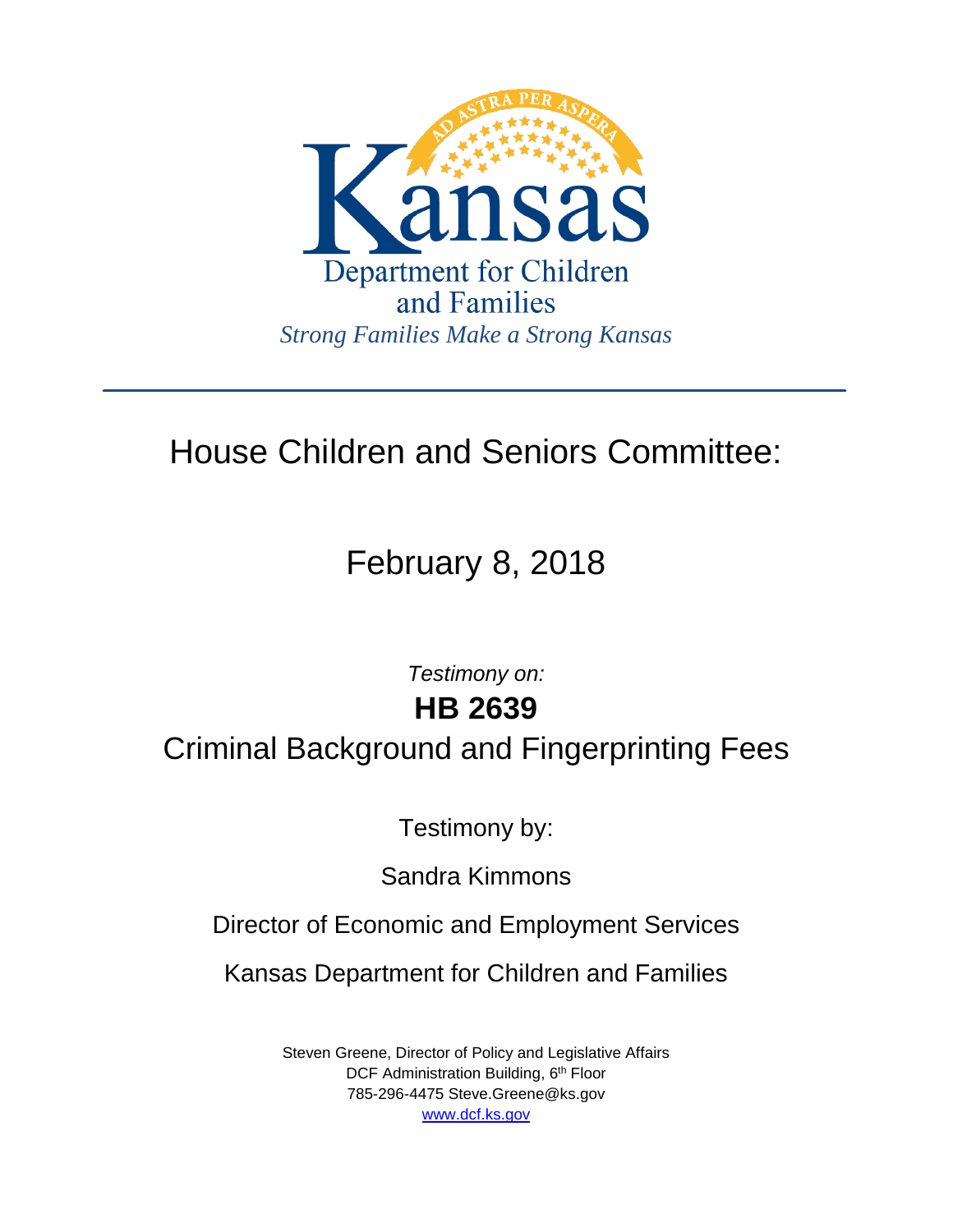Kansas

Department for Children and Families

*Strong Families Make a Strong Kansas*

---

# House Children and Seniors Committee:

## February 8, 2018

*Testimony on:*

**HB 2639**

Criminal Background and Fingerprinting Fees

Testimony by:

Sandra Kimmons

Director of Economic and Employment Services

Kansas Department for Children and Families

Steven Greene, Director of Policy and Legislative Affairs
DCF Administration Building, 6th Floor
785-296-4475 Steve.Greene@ks.gov
www.dcf.ks.gov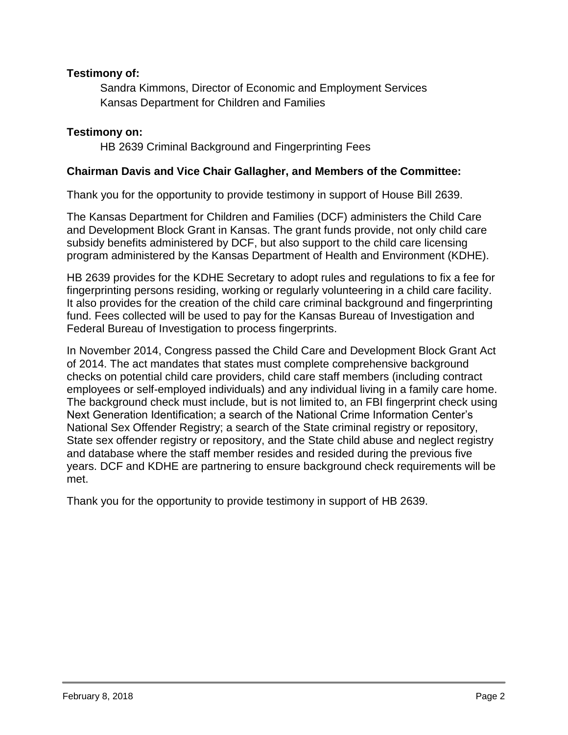**Testimony of:**

Sandra Kimmons, Director of Economic and Employment Services
Kansas Department for Children and Families

**Testimony on:**

HB 2639 Criminal Background and Fingerprinting Fees

**Chairman Davis and Vice Chair Gallagher, and Members of the Committee:**

Thank you for the opportunity to provide testimony in support of House Bill 2639.

The Kansas Department for Children and Families (DCF) administers the Child Care and Development Block Grant in Kansas. The grant funds provide, not only child care subsidy benefits administered by DCF, but also support to the child care licensing program administered by the Kansas Department of Health and Environment (KDHE).

HB 2639 provides for the KDHE Secretary to adopt rules and regulations to fix a fee for fingerprinting persons residing, working or regularly volunteering in a child care facility. It also provides for the creation of the child care criminal background and fingerprinting fund. Fees collected will be used to pay for the Kansas Bureau of Investigation and Federal Bureau of Investigation to process fingerprints.

In November 2014, Congress passed the Child Care and Development Block Grant Act of 2014. The act mandates that states must complete comprehensive background checks on potential child care providers, child care staff members (including contract employees or self-employed individuals) and any individual living in a family care home. The background check must include, but is not limited to, an FBI fingerprint check using Next Generation Identification; a search of the National Crime Information Center's National Sex Offender Registry; a search of the State criminal registry or repository, State sex offender registry or repository, and the State child abuse and neglect registry and database where the staff member resides and resided during the previous five years. DCF and KDHE are partnering to ensure background check requirements will be met.

Thank you for the opportunity to provide testimony in support of HB 2639.

February 8, 2018